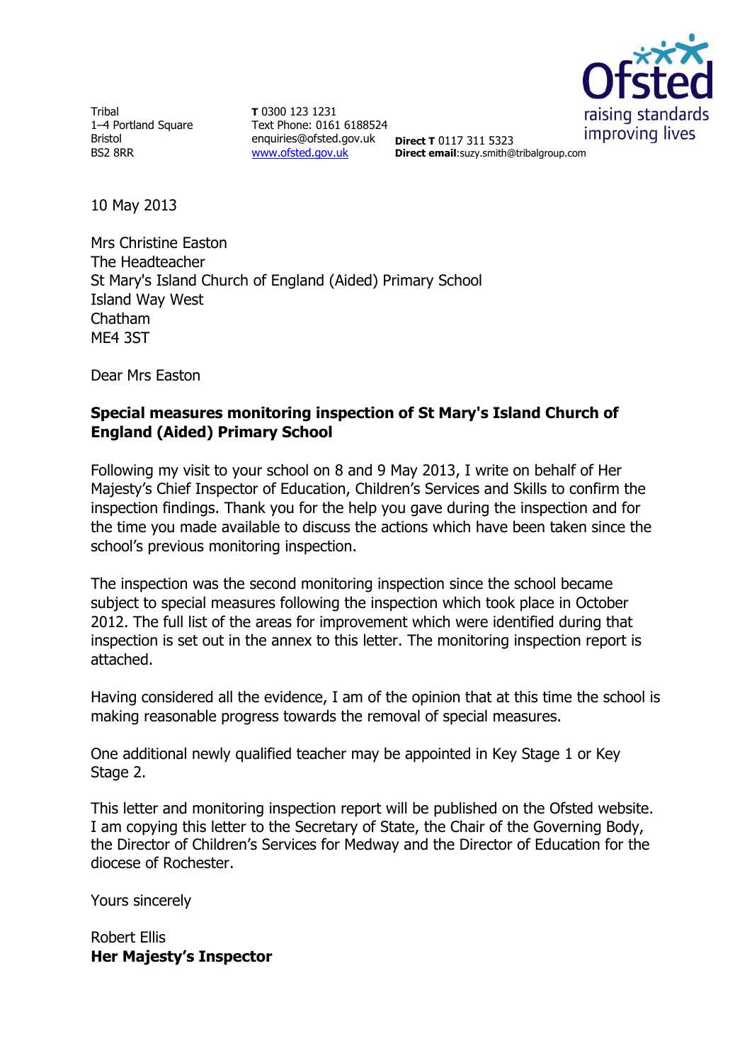Tribal
1–4 Portland Square
Bristol
BS2 8RR

**T** 0300 123 1231
Text Phone: 0161 6188524
enquiries@ofsted.gov.uk
www.ofsted.gov.uk

**Direct T** 0117 311 5323
**Direct email**:suzy.smith@tribalgroup.com

10 May 2013

Mrs Christine Easton
The Headteacher
St Mary's Island Church of England (Aided) Primary School
Island Way West
Chatham
ME4 3ST

Dear Mrs Easton

**Special measures monitoring inspection of St Mary's Island Church of England (Aided) Primary School**

Following my visit to your school on 8 and 9 May 2013, I write on behalf of Her Majesty's Chief Inspector of Education, Children's Services and Skills to confirm the inspection findings. Thank you for the help you gave during the inspection and for the time you made available to discuss the actions which have been taken since the school's previous monitoring inspection.

The inspection was the second monitoring inspection since the school became subject to special measures following the inspection which took place in October 2012. The full list of the areas for improvement which were identified during that inspection is set out in the annex to this letter. The monitoring inspection report is attached.

Having considered all the evidence, I am of the opinion that at this time the school is making reasonable progress towards the removal of special measures.

One additional newly qualified teacher may be appointed in Key Stage 1 or Key Stage 2.

This letter and monitoring inspection report will be published on the Ofsted website. I am copying this letter to the Secretary of State, the Chair of the Governing Body, the Director of Children's Services for Medway and the Director of Education for the diocese of Rochester.

Yours sincerely

Robert Ellis
**Her Majesty's Inspector**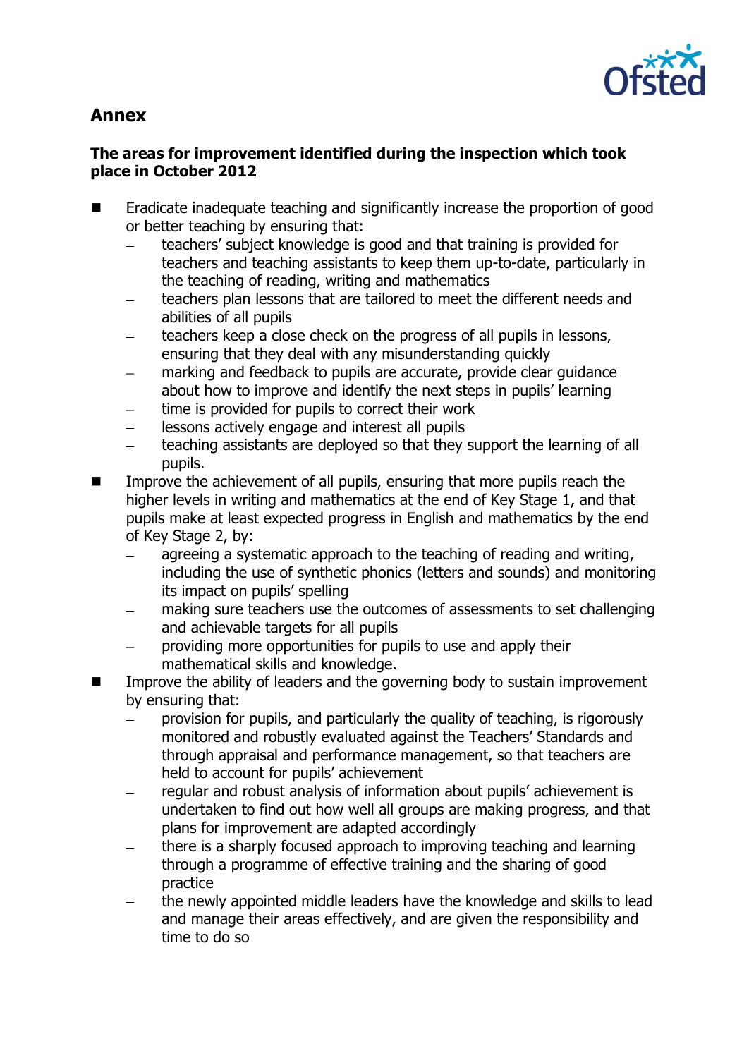## Annex

### The areas for improvement identified during the inspection which took place in October 2012

- Eradicate inadequate teaching and significantly increase the proportion of good or better teaching by ensuring that:
  - teachers' subject knowledge is good and that training is provided for teachers and teaching assistants to keep them up-to-date, particularly in the teaching of reading, writing and mathematics
  - teachers plan lessons that are tailored to meet the different needs and abilities of all pupils
  - teachers keep a close check on the progress of all pupils in lessons, ensuring that they deal with any misunderstanding quickly
  - marking and feedback to pupils are accurate, provide clear guidance about how to improve and identify the next steps in pupils' learning
  - time is provided for pupils to correct their work
  - lessons actively engage and interest all pupils
  - teaching assistants are deployed so that they support the learning of all pupils.
- Improve the achievement of all pupils, ensuring that more pupils reach the higher levels in writing and mathematics at the end of Key Stage 1, and that pupils make at least expected progress in English and mathematics by the end of Key Stage 2, by:
  - agreeing a systematic approach to the teaching of reading and writing, including the use of synthetic phonics (letters and sounds) and monitoring its impact on pupils' spelling
  - making sure teachers use the outcomes of assessments to set challenging and achievable targets for all pupils
  - providing more opportunities for pupils to use and apply their mathematical skills and knowledge.
- Improve the ability of leaders and the governing body to sustain improvement by ensuring that:
  - provision for pupils, and particularly the quality of teaching, is rigorously monitored and robustly evaluated against the Teachers' Standards and through appraisal and performance management, so that teachers are held to account for pupils' achievement
  - regular and robust analysis of information about pupils' achievement is undertaken to find out how well all groups are making progress, and that plans for improvement are adapted accordingly
  - there is a sharply focused approach to improving teaching and learning through a programme of effective training and the sharing of good practice
  - the newly appointed middle leaders have the knowledge and skills to lead and manage their areas effectively, and are given the responsibility and time to do so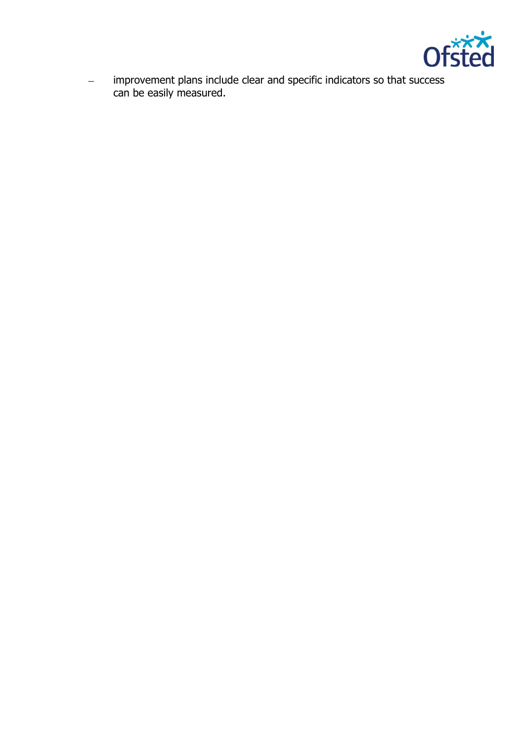- improvement plans include clear and specific indicators so that success can be easily measured.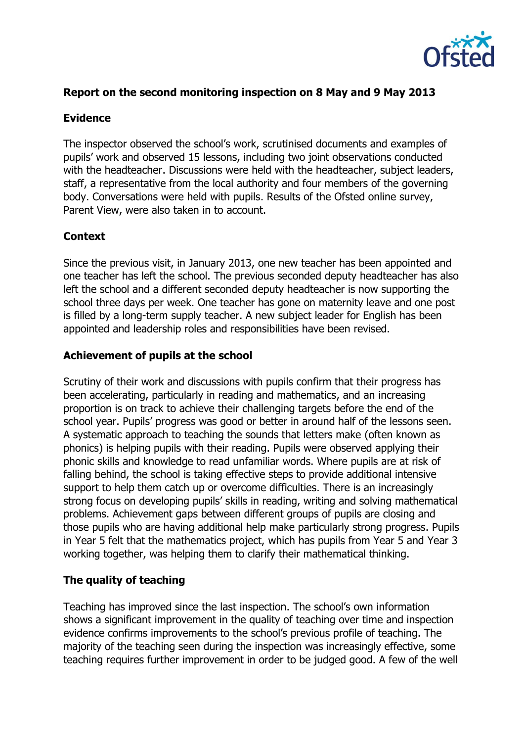## Report on the second monitoring inspection on 8 May and 9 May 2013

### Evidence

The inspector observed the school's work, scrutinised documents and examples of pupils' work and observed 15 lessons, including two joint observations conducted with the headteacher. Discussions were held with the headteacher, subject leaders, staff, a representative from the local authority and four members of the governing body. Conversations were held with pupils. Results of the Ofsted online survey, Parent View, were also taken in to account.

### Context

Since the previous visit, in January 2013, one new teacher has been appointed and one teacher has left the school. The previous seconded deputy headteacher has also left the school and a different seconded deputy headteacher is now supporting the school three days per week. One teacher has gone on maternity leave and one post is filled by a long-term supply teacher. A new subject leader for English has been appointed and leadership roles and responsibilities have been revised.

### Achievement of pupils at the school

Scrutiny of their work and discussions with pupils confirm that their progress has been accelerating, particularly in reading and mathematics, and an increasing proportion is on track to achieve their challenging targets before the end of the school year. Pupils' progress was good or better in around half of the lessons seen. A systematic approach to teaching the sounds that letters make (often known as phonics) is helping pupils with their reading. Pupils were observed applying their phonic skills and knowledge to read unfamiliar words. Where pupils are at risk of falling behind, the school is taking effective steps to provide additional intensive support to help them catch up or overcome difficulties. There is an increasingly strong focus on developing pupils' skills in reading, writing and solving mathematical problems. Achievement gaps between different groups of pupils are closing and those pupils who are having additional help make particularly strong progress. Pupils in Year 5 felt that the mathematics project, which has pupils from Year 5 and Year 3 working together, was helping them to clarify their mathematical thinking.

### The quality of teaching

Teaching has improved since the last inspection. The school's own information shows a significant improvement in the quality of teaching over time and inspection evidence confirms improvements to the school's previous profile of teaching. The majority of the teaching seen during the inspection was increasingly effective, some teaching requires further improvement in order to be judged good. A few of the well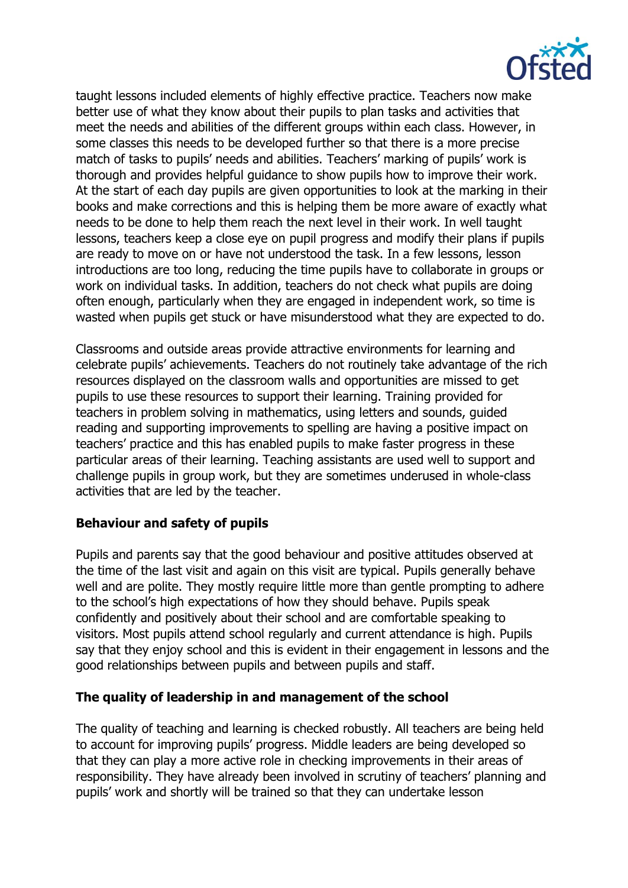taught lessons included elements of highly effective practice. Teachers now make better use of what they know about their pupils to plan tasks and activities that meet the needs and abilities of the different groups within each class. However, in some classes this needs to be developed further so that there is a more precise match of tasks to pupils' needs and abilities. Teachers' marking of pupils' work is thorough and provides helpful guidance to show pupils how to improve their work. At the start of each day pupils are given opportunities to look at the marking in their books and make corrections and this is helping them be more aware of exactly what needs to be done to help them reach the next level in their work. In well taught lessons, teachers keep a close eye on pupil progress and modify their plans if pupils are ready to move on or have not understood the task. In a few lessons, lesson introductions are too long, reducing the time pupils have to collaborate in groups or work on individual tasks. In addition, teachers do not check what pupils are doing often enough, particularly when they are engaged in independent work, so time is wasted when pupils get stuck or have misunderstood what they are expected to do.

Classrooms and outside areas provide attractive environments for learning and celebrate pupils' achievements. Teachers do not routinely take advantage of the rich resources displayed on the classroom walls and opportunities are missed to get pupils to use these resources to support their learning. Training provided for teachers in problem solving in mathematics, using letters and sounds, guided reading and supporting improvements to spelling are having a positive impact on teachers' practice and this has enabled pupils to make faster progress in these particular areas of their learning. Teaching assistants are used well to support and challenge pupils in group work, but they are sometimes underused in whole-class activities that are led by the teacher.

**Behaviour and safety of pupils**

Pupils and parents say that the good behaviour and positive attitudes observed at the time of the last visit and again on this visit are typical. Pupils generally behave well and are polite. They mostly require little more than gentle prompting to adhere to the school's high expectations of how they should behave. Pupils speak confidently and positively about their school and are comfortable speaking to visitors. Most pupils attend school regularly and current attendance is high. Pupils say that they enjoy school and this is evident in their engagement in lessons and the good relationships between pupils and between pupils and staff.

**The quality of leadership in and management of the school**

The quality of teaching and learning is checked robustly. All teachers are being held to account for improving pupils' progress. Middle leaders are being developed so that they can play a more active role in checking improvements in their areas of responsibility. They have already been involved in scrutiny of teachers' planning and pupils' work and shortly will be trained so that they can undertake lesson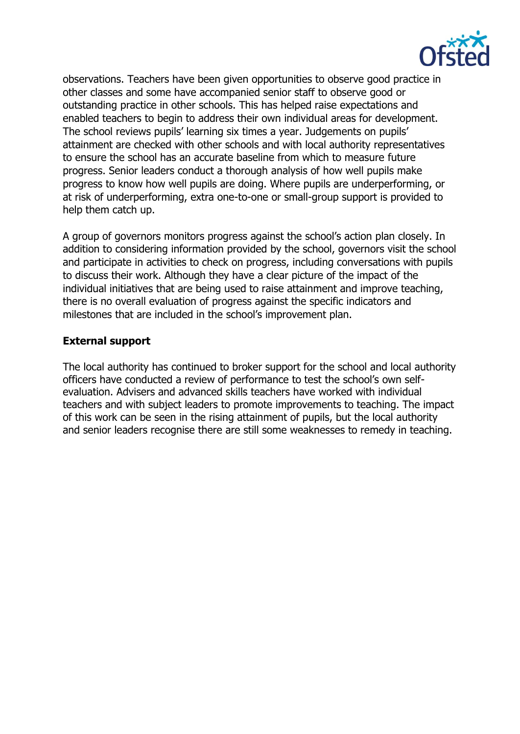observations. Teachers have been given opportunities to observe good practice in other classes and some have accompanied senior staff to observe good or outstanding practice in other schools. This has helped raise expectations and enabled teachers to begin to address their own individual areas for development. The school reviews pupils' learning six times a year. Judgements on pupils' attainment are checked with other schools and with local authority representatives to ensure the school has an accurate baseline from which to measure future progress. Senior leaders conduct a thorough analysis of how well pupils make progress to know how well pupils are doing. Where pupils are underperforming, or at risk of underperforming, extra one-to-one or small-group support is provided to help them catch up.

A group of governors monitors progress against the school's action plan closely. In addition to considering information provided by the school, governors visit the school and participate in activities to check on progress, including conversations with pupils to discuss their work. Although they have a clear picture of the impact of the individual initiatives that are being used to raise attainment and improve teaching, there is no overall evaluation of progress against the specific indicators and milestones that are included in the school's improvement plan.

**External support**

The local authority has continued to broker support for the school and local authority officers have conducted a review of performance to test the school's own self-evaluation. Advisers and advanced skills teachers have worked with individual teachers and with subject leaders to promote improvements to teaching. The impact of this work can be seen in the rising attainment of pupils, but the local authority and senior leaders recognise there are still some weaknesses to remedy in teaching.